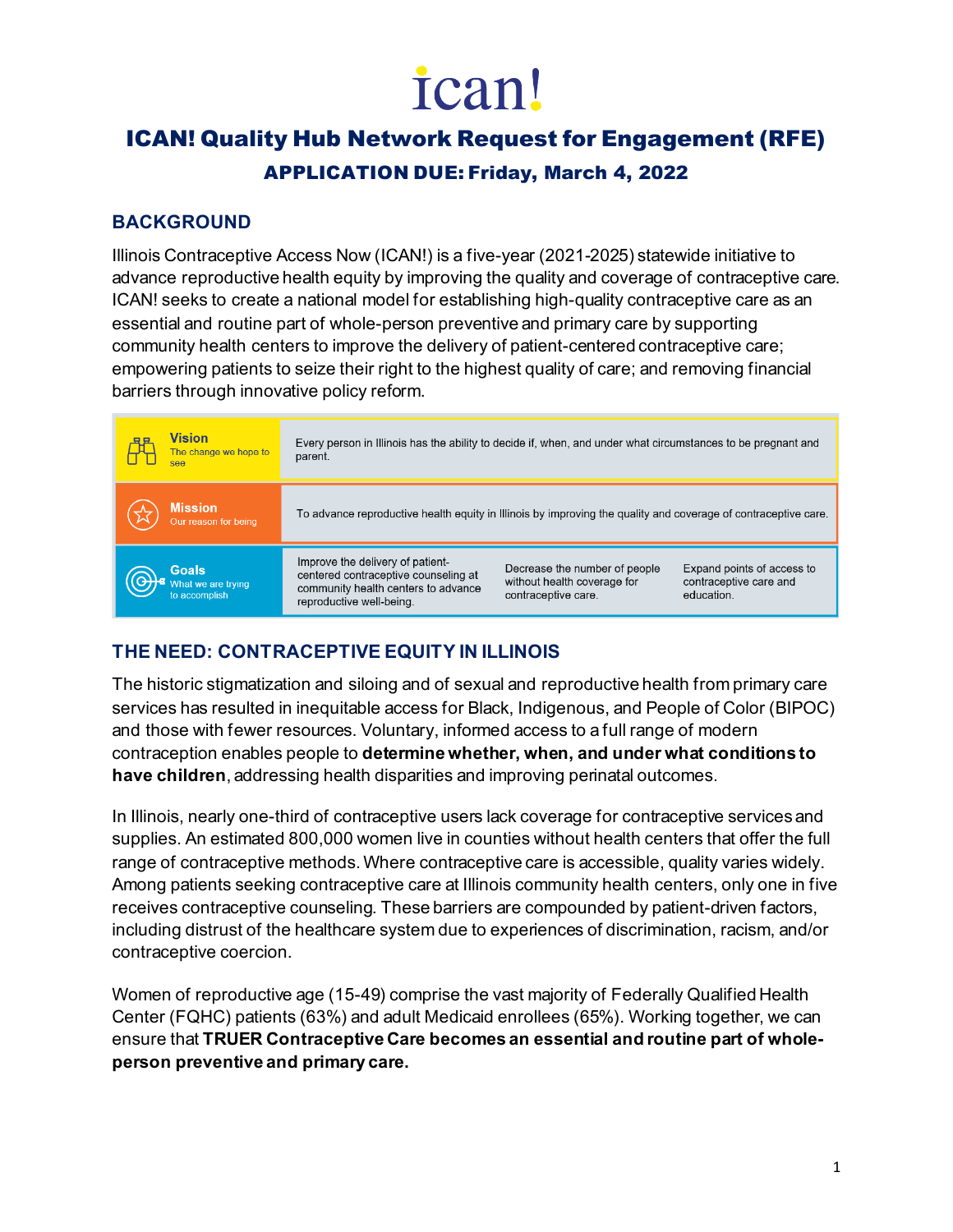# ican!

# ICAN! Quality Hub Network Request for Engagement (RFE)

## APPLICATION DUE: Friday, March 4, 2022

### BACKGROUND

Illinois Contraceptive Access Now (ICAN!) is a five-year (2021-2025) statewide initiative to advance reproductive health equity by improving the quality and coverage of contraceptive care. ICAN! seeks to create a national model for establishing high-quality contraceptive care as an essential and routine part of whole-person preventive and primary care by supporting community health centers to improve the delivery of patient-centered contraceptive care; empowering patients to seize their right to the highest quality of care; and removing financial barriers through innovative policy reform.

| | | | |
|---|---|---|---|
| **Vision** The change we hope to see | Every person in Illinois has the ability to decide if, when, and under what circumstances to be pregnant and parent. | | |
| **Mission** Our reason for being | To advance reproductive health equity in Illinois by improving the quality and coverage of contraceptive care. | | |
| **Goals** What we are trying to accomplish | Improve the delivery of patient-centered contraceptive counseling at community health centers to advance reproductive well-being. | Decrease the number of people without health coverage for contraceptive care. | Expand points of access to contraceptive care and education. |

### THE NEED: CONTRACEPTIVE EQUITY IN ILLINOIS

The historic stigmatization and siloing and of sexual and reproductive health from primary care services has resulted in inequitable access for Black, Indigenous, and People of Color (BIPOC) and those with fewer resources. Voluntary, informed access to a full range of modern contraception enables people to **determine whether, when, and under what conditions to have children**, addressing health disparities and improving perinatal outcomes.

In Illinois, nearly one-third of contraceptive users lack coverage for contraceptive services and supplies. An estimated 800,000 women live in counties without health centers that offer the full range of contraceptive methods. Where contraceptive care is accessible, quality varies widely. Among patients seeking contraceptive care at Illinois community health centers, only one in five receives contraceptive counseling. These barriers are compounded by patient-driven factors, including distrust of the healthcare system due to experiences of discrimination, racism, and/or contraceptive coercion.

Women of reproductive age (15-49) comprise the vast majority of Federally Qualified Health Center (FQHC) patients (63%) and adult Medicaid enrollees (65%). Working together, we can ensure that **TRUER Contraceptive Care becomes an essential and routine part of whole-person preventive and primary care.**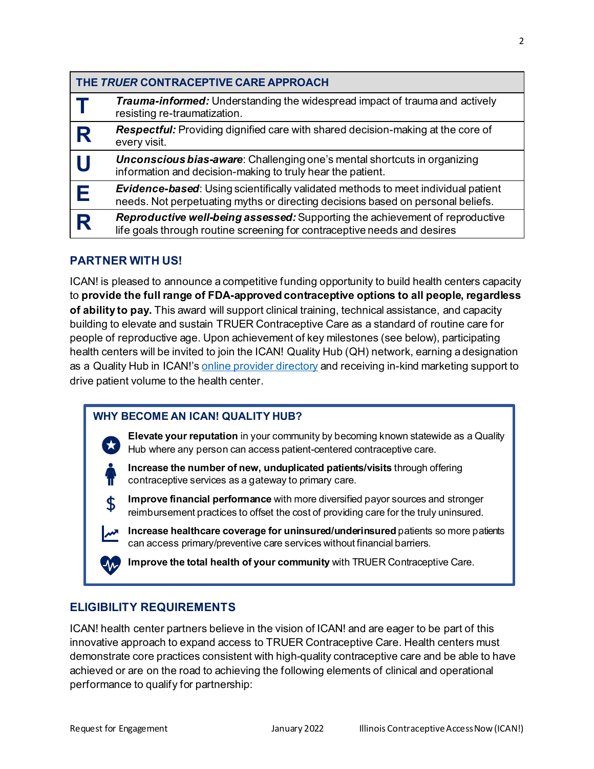| THE *TRUER* CONTRACEPTIVE CARE APPROACH | |
|---|---|
| **T** | ***Trauma-informed:*** Understanding the widespread impact of trauma and actively resisting re-traumatization. |
| **R** | ***Respectful:*** Providing dignified care with shared decision-making at the core of every visit. |
| **U** | ***Unconscious bias-aware***: Challenging one's mental shortcuts in organizing information and decision-making to truly hear the patient. |
| **E** | ***Evidence-based***: Using scientifically validated methods to meet individual patient needs. Not perpetuating myths or directing decisions based on personal beliefs. |
| **R** | ***Reproductive well-being assessed:*** Supporting the achievement of reproductive life goals through routine screening for contraceptive needs and desires |

## PARTNER WITH US!

ICAN! is pleased to announce a competitive funding opportunity to build health centers capacity to **provide the full range of FDA-approved contraceptive options to all people, regardless of ability to pay.** This award will support clinical training, technical assistance, and capacity building to elevate and sustain TRUER Contraceptive Care as a standard of routine care for people of reproductive age. Upon achievement of key milestones (see below), participating health centers will be invited to join the ICAN! Quality Hub (QH) network, earning a designation as a Quality Hub in ICAN!'s [online provider directory]() and receiving in-kind marketing support to drive patient volume to the health center.

### WHY BECOME AN ICAN! QUALITY HUB?

- **Elevate your reputation** in your community by becoming known statewide as a Quality Hub where any person can access patient-centered contraceptive care.
- **Increase the number of new, unduplicated patients/visits** through offering contraceptive services as a gateway to primary care.
- **Improve financial performance** with more diversified payor sources and stronger reimbursement practices to offset the cost of providing care for the truly uninsured.
- **Increase healthcare coverage for uninsured/underinsured** patients so more patients can access primary/preventive care services without financial barriers.
- **Improve the total health of your community** with TRUER Contraceptive Care.

## ELIGIBILITY REQUIREMENTS

ICAN! health center partners believe in the vision of ICAN! and are eager to be part of this innovative approach to expand access to TRUER Contraceptive Care. Health centers must demonstrate core practices consistent with high-quality contraceptive care and be able to have achieved or are on the road to achieving the following elements of clinical and operational performance to qualify for partnership: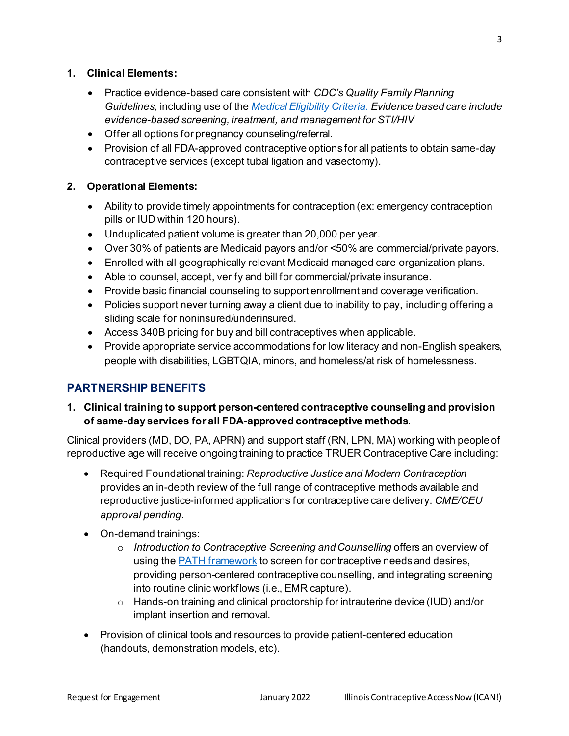1. **Clinical Elements:**
    - Practice evidence-based care consistent with *CDC's Quality Family Planning Guidelines*, including use of the [*Medical Eligibility Criteria.*](#) *Evidence based care include evidence-based screening, treatment, and management for STI/HIV*
    - Offer all options for pregnancy counseling/referral.
    - Provision of all FDA-approved contraceptive options for all patients to obtain same-day contraceptive services (except tubal ligation and vasectomy).

2. **Operational Elements:**
    - Ability to provide timely appointments for contraception (ex: emergency contraception pills or IUD within 120 hours).
    - Unduplicated patient volume is greater than 20,000 per year.
    - Over 30% of patients are Medicaid payors and/or <50% are commercial/private payors.
    - Enrolled with all geographically relevant Medicaid managed care organization plans.
    - Able to counsel, accept, verify and bill for commercial/private insurance.
    - Provide basic financial counseling to support enrollment and coverage verification.
    - Policies support never turning away a client due to inability to pay, including offering a sliding scale for noninsured/underinsured.
    - Access 340B pricing for buy and bill contraceptives when applicable.
    - Provide appropriate service accommodations for low literacy and non-English speakers, people with disabilities, LGBTQIA, minors, and homeless/at risk of homelessness.

## PARTNERSHIP BENEFITS

1. **Clinical training to support person-centered contraceptive counseling and provision of same-day services for all FDA-approved contraceptive methods.**

Clinical providers (MD, DO, PA, APRN) and support staff (RN, LPN, MA) working with people of reproductive age will receive ongoing training to practice TRUER Contraceptive Care including:

- Required Foundational training: *Reproductive Justice and Modern Contraception* provides an in-depth review of the full range of contraceptive methods available and reproductive justice-informed applications for contraceptive care delivery. *CME/CEU approval pending.*
- On-demand trainings:
    - *Introduction to Contraceptive Screening and Counselling* offers an overview of using the [PATH framework](#) to screen for contraceptive needs and desires, providing person-centered contraceptive counselling, and integrating screening into routine clinic workflows (i.e., EMR capture).
    - Hands-on training and clinical proctorship for intrauterine device (IUD) and/or implant insertion and removal.
- Provision of clinical tools and resources to provide patient-centered education (handouts, demonstration models, etc).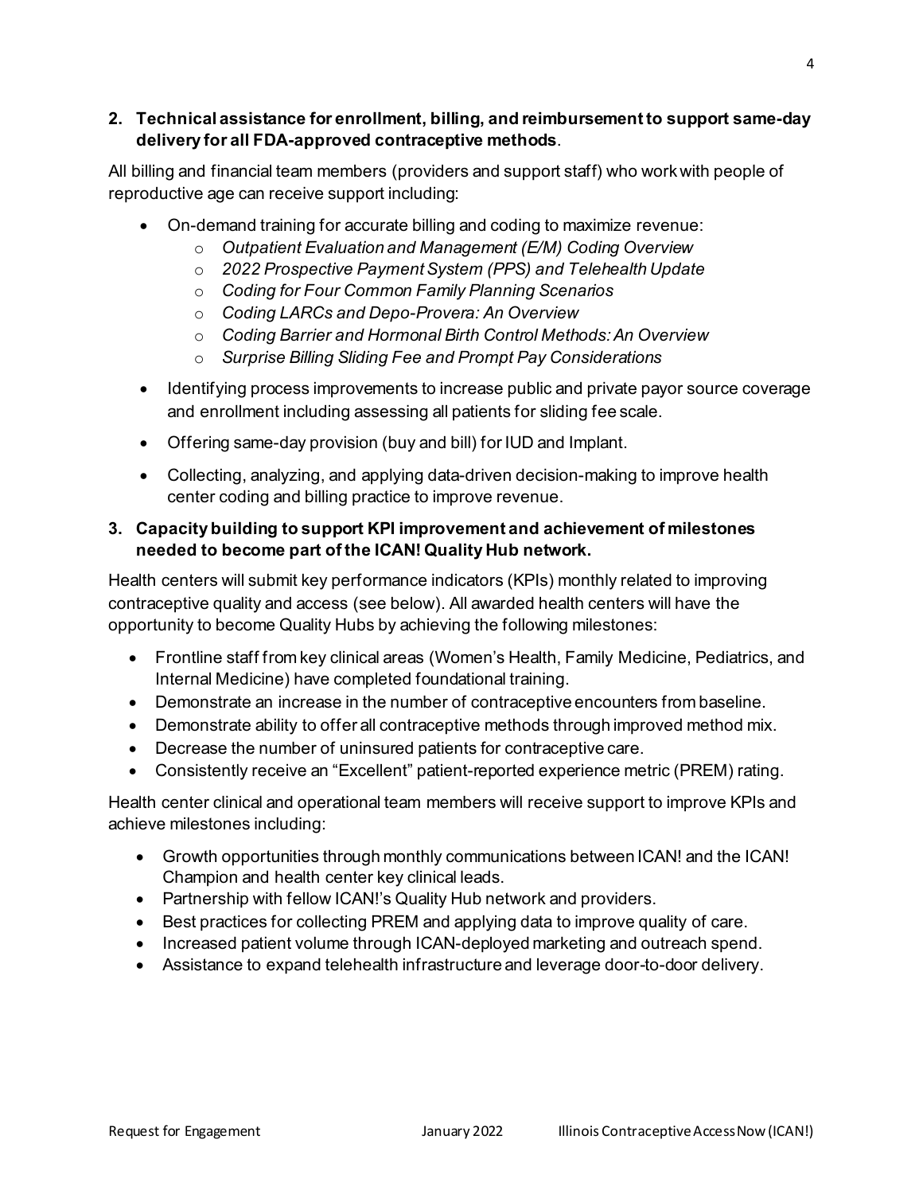2. **Technical assistance for enrollment, billing, and reimbursement to support same-day delivery for all FDA-approved contraceptive methods**.

All billing and financial team members (providers and support staff) who work with people of reproductive age can receive support including:

- On-demand training for accurate billing and coding to maximize revenue:
    - *Outpatient Evaluation and Management (E/M) Coding Overview*
    - *2022 Prospective Payment System (PPS) and Telehealth Update*
    - *Coding for Four Common Family Planning Scenarios*
    - *Coding LARCs and Depo-Provera: An Overview*
    - *Coding Barrier and Hormonal Birth Control Methods: An Overview*
    - *Surprise Billing Sliding Fee and Prompt Pay Considerations*
- Identifying process improvements to increase public and private payor source coverage and enrollment including assessing all patients for sliding fee scale.
- Offering same-day provision (buy and bill) for IUD and Implant.
- Collecting, analyzing, and applying data-driven decision-making to improve health center coding and billing practice to improve revenue.

3. **Capacity building to support KPI improvement and achievement of milestones needed to become part of the ICAN! Quality Hub network.**

Health centers will submit key performance indicators (KPIs) monthly related to improving contraceptive quality and access (see below). All awarded health centers will have the opportunity to become Quality Hubs by achieving the following milestones:

- Frontline staff from key clinical areas (Women's Health, Family Medicine, Pediatrics, and Internal Medicine) have completed foundational training.
- Demonstrate an increase in the number of contraceptive encounters from baseline.
- Demonstrate ability to offer all contraceptive methods through improved method mix.
- Decrease the number of uninsured patients for contraceptive care.
- Consistently receive an "Excellent" patient-reported experience metric (PREM) rating.

Health center clinical and operational team members will receive support to improve KPIs and achieve milestones including:

- Growth opportunities through monthly communications between ICAN! and the ICAN! Champion and health center key clinical leads.
- Partnership with fellow ICAN!'s Quality Hub network and providers.
- Best practices for collecting PREM and applying data to improve quality of care.
- Increased patient volume through ICAN-deployed marketing and outreach spend.
- Assistance to expand telehealth infrastructure and leverage door-to-door delivery.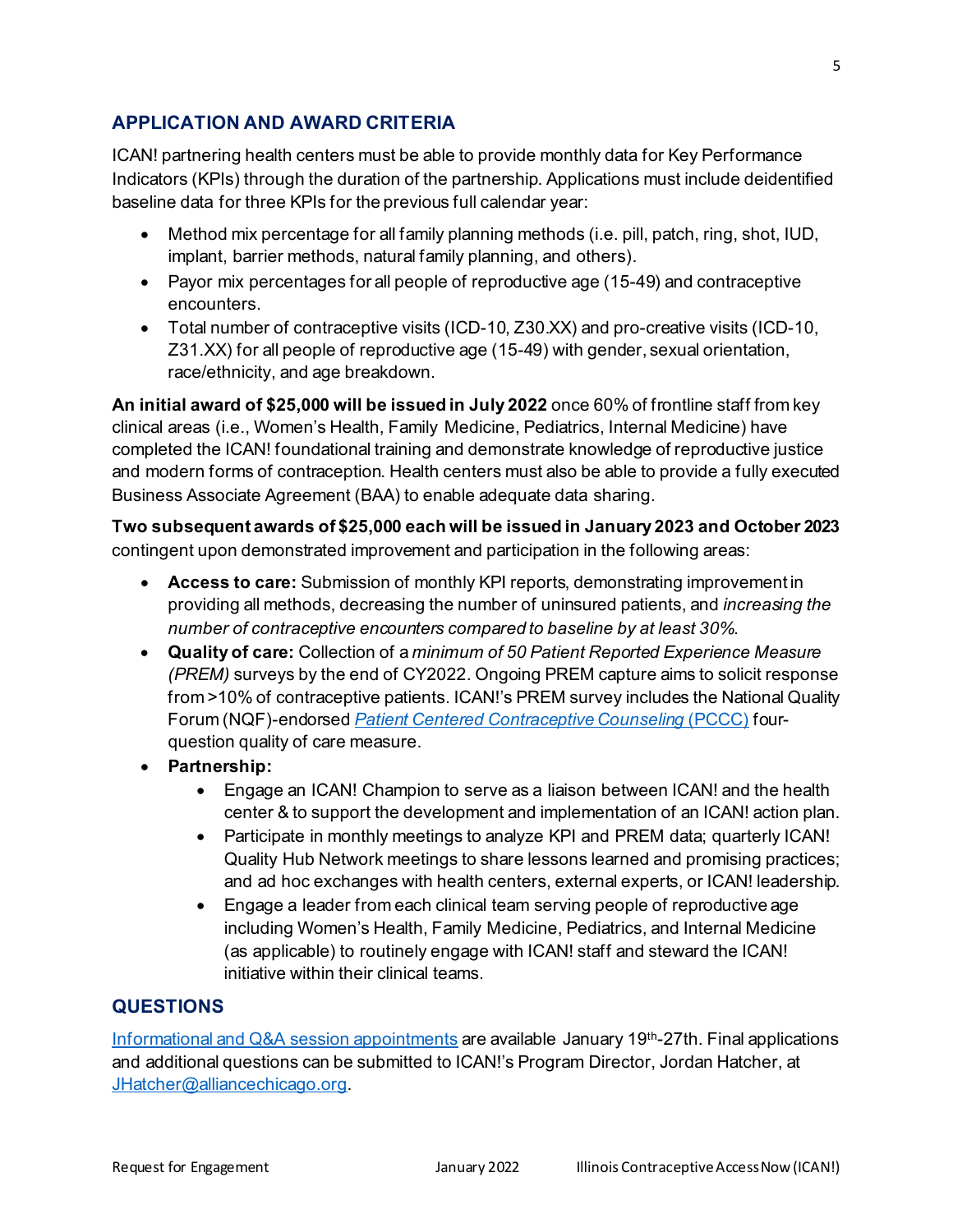## APPLICATION AND AWARD CRITERIA

ICAN! partnering health centers must be able to provide monthly data for Key Performance Indicators (KPIs) through the duration of the partnership. Applications must include deidentified baseline data for three KPIs for the previous full calendar year:

- Method mix percentage for all family planning methods (i.e. pill, patch, ring, shot, IUD, implant, barrier methods, natural family planning, and others).
- Payor mix percentages for all people of reproductive age (15-49) and contraceptive encounters.
- Total number of contraceptive visits (ICD-10, Z30.XX) and pro-creative visits (ICD-10, Z31.XX) for all people of reproductive age (15-49) with gender, sexual orientation, race/ethnicity, and age breakdown.

**An initial award of $25,000 will be issued in July 2022** once 60% of frontline staff from key clinical areas (i.e., Women's Health, Family Medicine, Pediatrics, Internal Medicine) have completed the ICAN! foundational training and demonstrate knowledge of reproductive justice and modern forms of contraception. Health centers must also be able to provide a fully executed Business Associate Agreement (BAA) to enable adequate data sharing.

**Two subsequent awards of $25,000 each will be issued in January 2023 and October 2023** contingent upon demonstrated improvement and participation in the following areas:

- **Access to care:** Submission of monthly KPI reports, demonstrating improvement in providing all methods, decreasing the number of uninsured patients, and *increasing the number of contraceptive encounters compared to baseline by at least 30%.*
- **Quality of care:** Collection of a *minimum of 50 Patient Reported Experience Measure (PREM)* surveys by the end of CY2022. Ongoing PREM capture aims to solicit response from >10% of contraceptive patients. ICAN!'s PREM survey includes the National Quality Forum (NQF)-endorsed [*Patient Centered Contraceptive Counseling* (PCCC)] four-question quality of care measure.
- **Partnership:**
  - Engage an ICAN! Champion to serve as a liaison between ICAN! and the health center & to support the development and implementation of an ICAN! action plan.
  - Participate in monthly meetings to analyze KPI and PREM data; quarterly ICAN! Quality Hub Network meetings to share lessons learned and promising practices; and ad hoc exchanges with health centers, external experts, or ICAN! leadership.
  - Engage a leader from each clinical team serving people of reproductive age including Women's Health, Family Medicine, Pediatrics, and Internal Medicine (as applicable) to routinely engage with ICAN! staff and steward the ICAN! initiative within their clinical teams.

## QUESTIONS

[Informational and Q&A session appointments] are available January 19th-27th. Final applications and additional questions can be submitted to ICAN!'s Program Director, Jordan Hatcher, at JHatcher@alliancechicago.org.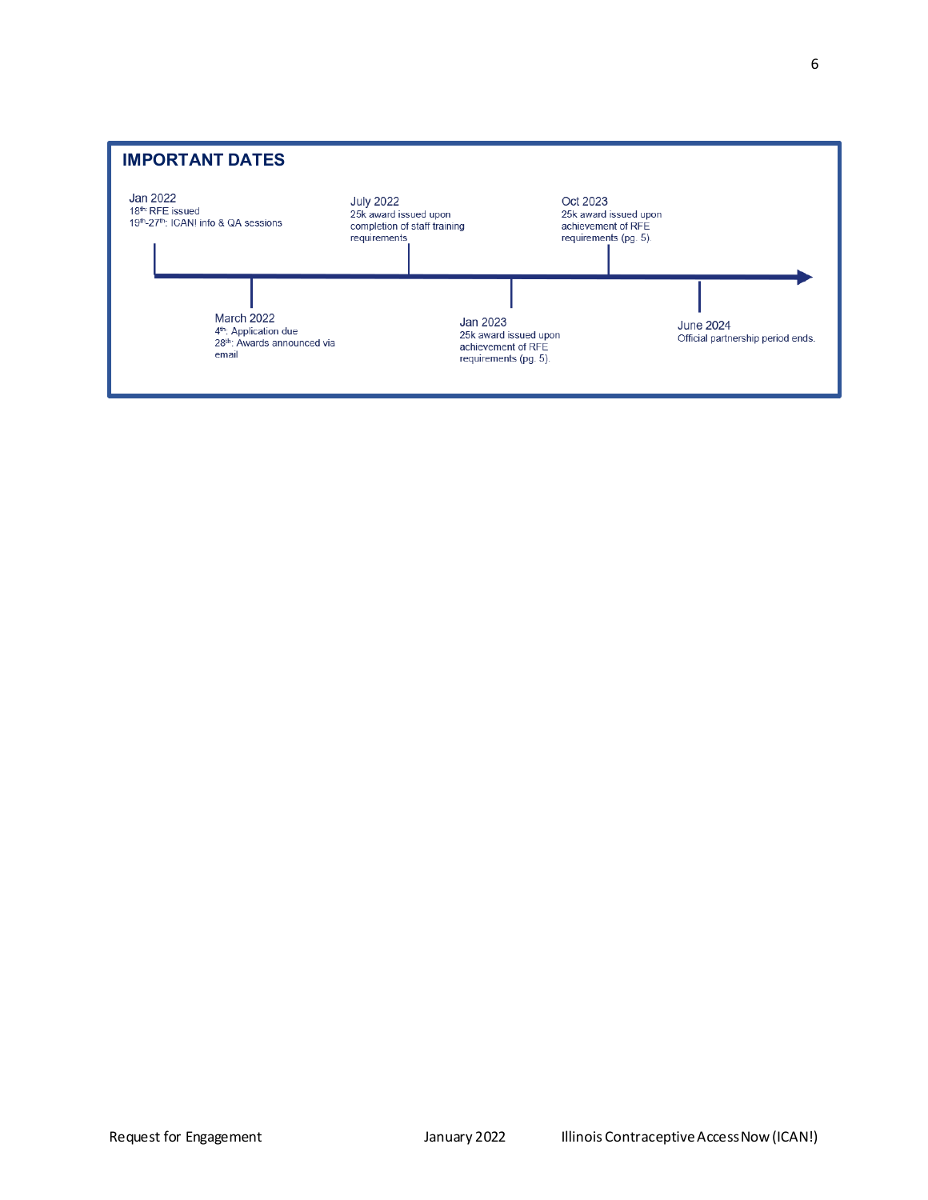## IMPORTANT DATES

Jan 2022
18th: RFE issued
19th-27th: ICAN! info & QA sessions

March 2022
4th: Application due
28th: Awards announced via email

July 2022
25k award issued upon completion of staff training requirements

Jan 2023
25k award issued upon achievement of RFE requirements (pg. 5).

Oct 2023
25k award issued upon achievement of RFE requirements (pg. 5).

June 2024
Official partnership period ends.